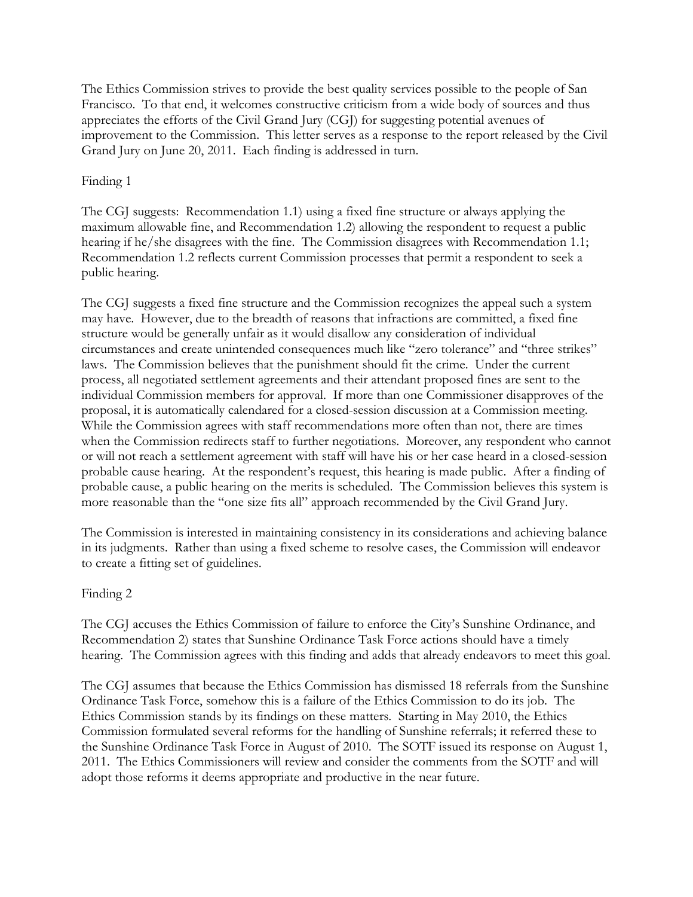The Ethics Commission strives to provide the best quality services possible to the people of San Francisco. To that end, it welcomes constructive criticism from a wide body of sources and thus appreciates the efforts of the Civil Grand Jury (CGJ) for suggesting potential avenues of improvement to the Commission. This letter serves as a response to the report released by the Civil Grand Jury on June 20, 2011. Each finding is addressed in turn.

Finding 1

The CGJ suggests: Recommendation 1.1) using a fixed fine structure or always applying the maximum allowable fine, and Recommendation 1.2) allowing the respondent to request a public hearing if he/she disagrees with the fine. The Commission disagrees with Recommendation 1.1; Recommendation 1.2 reflects current Commission processes that permit a respondent to seek a public hearing.

The CGJ suggests a fixed fine structure and the Commission recognizes the appeal such a system may have. However, due to the breadth of reasons that infractions are committed, a fixed fine structure would be generally unfair as it would disallow any consideration of individual circumstances and create unintended consequences much like "zero tolerance" and "three strikes" laws. The Commission believes that the punishment should fit the crime. Under the current process, all negotiated settlement agreements and their attendant proposed fines are sent to the individual Commission members for approval. If more than one Commissioner disapproves of the proposal, it is automatically calendared for a closed-session discussion at a Commission meeting. While the Commission agrees with staff recommendations more often than not, there are times when the Commission redirects staff to further negotiations. Moreover, any respondent who cannot or will not reach a settlement agreement with staff will have his or her case heard in a closed-session probable cause hearing. At the respondent's request, this hearing is made public. After a finding of probable cause, a public hearing on the merits is scheduled. The Commission believes this system is more reasonable than the "one size fits all" approach recommended by the Civil Grand Jury.

The Commission is interested in maintaining consistency in its considerations and achieving balance in its judgments. Rather than using a fixed scheme to resolve cases, the Commission will endeavor to create a fitting set of guidelines.

Finding 2

The CGJ accuses the Ethics Commission of failure to enforce the City's Sunshine Ordinance, and Recommendation 2) states that Sunshine Ordinance Task Force actions should have a timely hearing. The Commission agrees with this finding and adds that already endeavors to meet this goal.

The CGJ assumes that because the Ethics Commission has dismissed 18 referrals from the Sunshine Ordinance Task Force, somehow this is a failure of the Ethics Commission to do its job. The Ethics Commission stands by its findings on these matters. Starting in May 2010, the Ethics Commission formulated several reforms for the handling of Sunshine referrals; it referred these to the Sunshine Ordinance Task Force in August of 2010. The SOTF issued its response on August 1, 2011. The Ethics Commissioners will review and consider the comments from the SOTF and will adopt those reforms it deems appropriate and productive in the near future.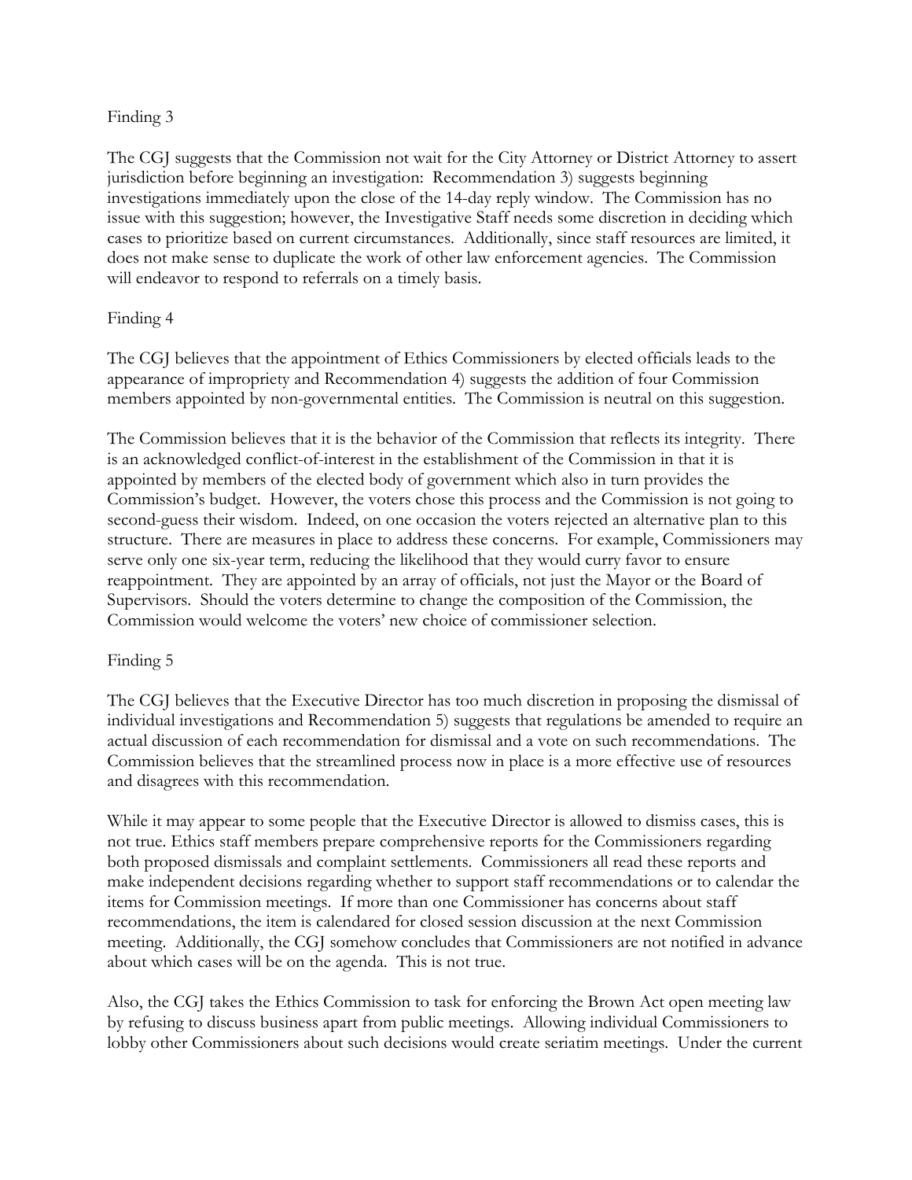Finding 3

The CGJ suggests that the Commission not wait for the City Attorney or District Attorney to assert jurisdiction before beginning an investigation: Recommendation 3) suggests beginning investigations immediately upon the close of the 14-day reply window. The Commission has no issue with this suggestion; however, the Investigative Staff needs some discretion in deciding which cases to prioritize based on current circumstances. Additionally, since staff resources are limited, it does not make sense to duplicate the work of other law enforcement agencies. The Commission will endeavor to respond to referrals on a timely basis.

Finding 4

The CGJ believes that the appointment of Ethics Commissioners by elected officials leads to the appearance of impropriety and Recommendation 4) suggests the addition of four Commission members appointed by non-governmental entities. The Commission is neutral on this suggestion.

The Commission believes that it is the behavior of the Commission that reflects its integrity. There is an acknowledged conflict-of-interest in the establishment of the Commission in that it is appointed by members of the elected body of government which also in turn provides the Commission's budget. However, the voters chose this process and the Commission is not going to second-guess their wisdom. Indeed, on one occasion the voters rejected an alternative plan to this structure. There are measures in place to address these concerns. For example, Commissioners may serve only one six-year term, reducing the likelihood that they would curry favor to ensure reappointment. They are appointed by an array of officials, not just the Mayor or the Board of Supervisors. Should the voters determine to change the composition of the Commission, the Commission would welcome the voters' new choice of commissioner selection.

Finding 5

The CGJ believes that the Executive Director has too much discretion in proposing the dismissal of individual investigations and Recommendation 5) suggests that regulations be amended to require an actual discussion of each recommendation for dismissal and a vote on such recommendations. The Commission believes that the streamlined process now in place is a more effective use of resources and disagrees with this recommendation.

While it may appear to some people that the Executive Director is allowed to dismiss cases, this is not true. Ethics staff members prepare comprehensive reports for the Commissioners regarding both proposed dismissals and complaint settlements. Commissioners all read these reports and make independent decisions regarding whether to support staff recommendations or to calendar the items for Commission meetings. If more than one Commissioner has concerns about staff recommendations, the item is calendared for closed session discussion at the next Commission meeting. Additionally, the CGJ somehow concludes that Commissioners are not notified in advance about which cases will be on the agenda. This is not true.

Also, the CGJ takes the Ethics Commission to task for enforcing the Brown Act open meeting law by refusing to discuss business apart from public meetings. Allowing individual Commissioners to lobby other Commissioners about such decisions would create seriatim meetings. Under the current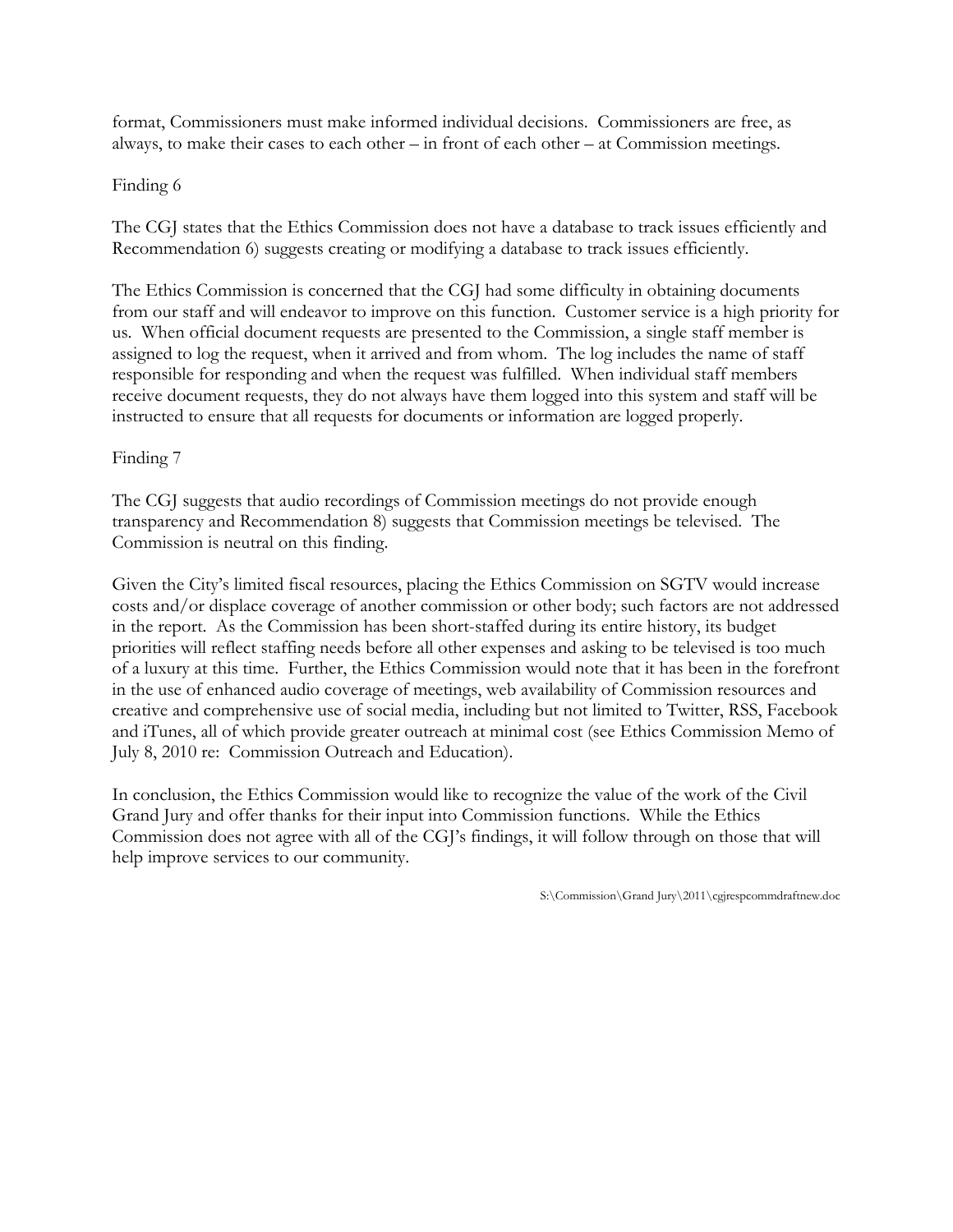format, Commissioners must make informed individual decisions. Commissioners are free, as always, to make their cases to each other – in front of each other – at Commission meetings.

Finding 6

The CGJ states that the Ethics Commission does not have a database to track issues efficiently and Recommendation 6) suggests creating or modifying a database to track issues efficiently.

The Ethics Commission is concerned that the CGJ had some difficulty in obtaining documents from our staff and will endeavor to improve on this function. Customer service is a high priority for us. When official document requests are presented to the Commission, a single staff member is assigned to log the request, when it arrived and from whom. The log includes the name of staff responsible for responding and when the request was fulfilled. When individual staff members receive document requests, they do not always have them logged into this system and staff will be instructed to ensure that all requests for documents or information are logged properly.

Finding 7

The CGJ suggests that audio recordings of Commission meetings do not provide enough transparency and Recommendation 8) suggests that Commission meetings be televised. The Commission is neutral on this finding.

Given the City's limited fiscal resources, placing the Ethics Commission on SGTV would increase costs and/or displace coverage of another commission or other body; such factors are not addressed in the report. As the Commission has been short-staffed during its entire history, its budget priorities will reflect staffing needs before all other expenses and asking to be televised is too much of a luxury at this time. Further, the Ethics Commission would note that it has been in the forefront in the use of enhanced audio coverage of meetings, web availability of Commission resources and creative and comprehensive use of social media, including but not limited to Twitter, RSS, Facebook and iTunes, all of which provide greater outreach at minimal cost (see Ethics Commission Memo of July 8, 2010 re: Commission Outreach and Education).

In conclusion, the Ethics Commission would like to recognize the value of the work of the Civil Grand Jury and offer thanks for their input into Commission functions. While the Ethics Commission does not agree with all of the CGJ's findings, it will follow through on those that will help improve services to our community.

S:\Commission\Grand Jury\2011\cgjrespcommdraftnew.doc